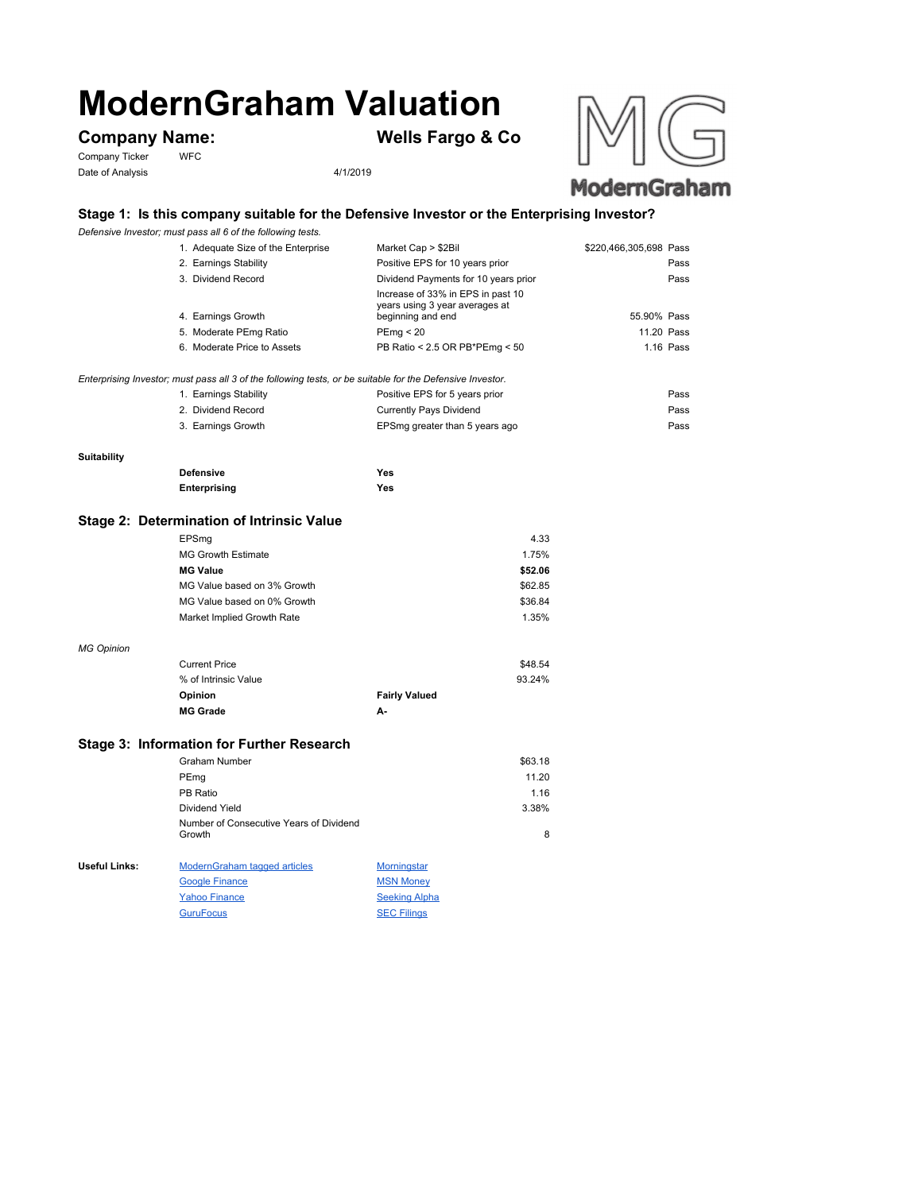# ModernGraham Valuation

## Company Name: Wells Fargo & Co

Company Ticker WFC

Date of Analysis 4/1/2019

### Stage 1: Is this company suitable for the Defensive Investor or the Enterprising Investor?

*Defensive Investor; must pass all 6 of the following tests.*

| Test | Criteria | Value | Result |
|---|---|---|---|
| 1. Adequate Size of the Enterprise | Market Cap > $2Bil | $220,466,305,698 | Pass |
| 2. Earnings Stability | Positive EPS for 10 years prior | | Pass |
| 3. Dividend Record | Dividend Payments for 10 years prior | | Pass |
| 4. Earnings Growth | Increase of 33% in EPS in past 10 years using 3 year averages at beginning and end | 55.90% | Pass |
| 5. Moderate PEmg Ratio | PEmg < 20 | 11.20 | Pass |
| 6. Moderate Price to Assets | PB Ratio < 2.5 OR PB*PEmg < 50 | 1.16 | Pass |

*Enterprising Investor; must pass all 3 of the following tests, or be suitable for the Defensive Investor.*

| Test | Criteria | Result |
|---|---|---|
| 1. Earnings Stability | Positive EPS for 5 years prior | Pass |
| 2. Dividend Record | Currently Pays Dividend | Pass |
| 3. Earnings Growth | EPSmg greater than 5 years ago | Pass |

**Suitability**

| | |
|---|---|
| **Defensive** | **Yes** |
| **Enterprising** | **Yes** |

### Stage 2: Determination of Intrinsic Value

| | |
|---|---|
| EPSmg | 4.33 |
| MG Growth Estimate | 1.75% |
| **MG Value** | **$52.06** |
| MG Value based on 3% Growth | $62.85 |
| MG Value based on 0% Growth | $36.84 |
| Market Implied Growth Rate | 1.35% |

*MG Opinion*

| | | |
|---|---|---|
| Current Price | | $48.54 |
| % of Intrinsic Value | | 93.24% |
| **Opinion** | **Fairly Valued** | |
| **MG Grade** | **A-** | |

### Stage 3: Information for Further Research

| | |
|---|---|
| Graham Number | $63.18 |
| PEmg | 11.20 |
| PB Ratio | 1.16 |
| Dividend Yield | 3.38% |
| Number of Consecutive Years of Dividend Growth | 8 |

**Useful Links:**

| | |
|---|---|
| ModernGraham tagged articles | Morningstar |
| Google Finance | MSN Money |
| Yahoo Finance | Seeking Alpha |
| GuruFocus | SEC Filings |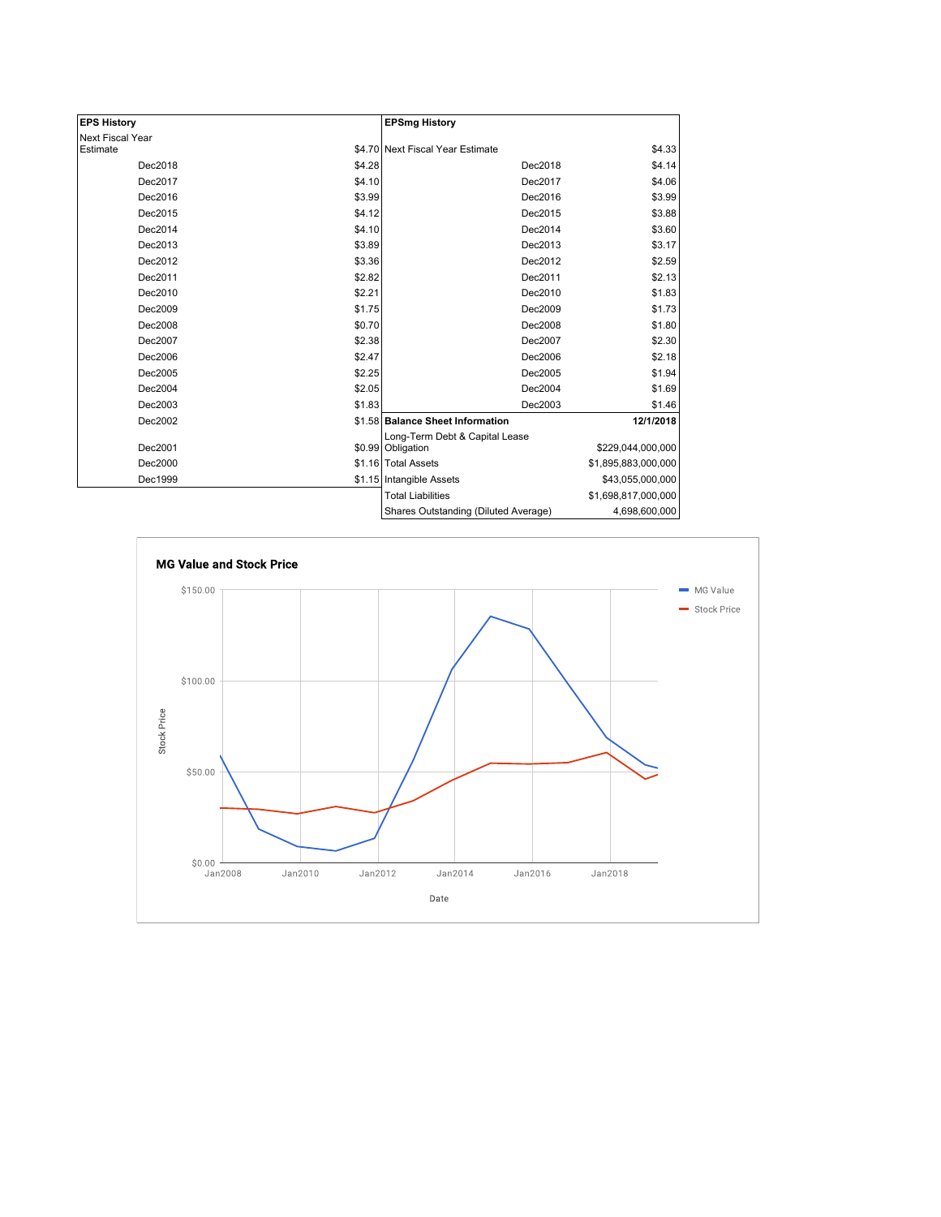| EPS History | |
|---|---|
| Next Fiscal Year Estimate | $4.70 |
| Dec2018 | $4.28 |
| Dec2017 | $4.10 |
| Dec2016 | $3.99 |
| Dec2015 | $4.12 |
| Dec2014 | $4.10 |
| Dec2013 | $3.89 |
| Dec2012 | $3.36 |
| Dec2011 | $2.82 |
| Dec2010 | $2.21 |
| Dec2009 | $1.75 |
| Dec2008 | $0.70 |
| Dec2007 | $2.38 |
| Dec2006 | $2.47 |
| Dec2005 | $2.25 |
| Dec2004 | $2.05 |
| Dec2003 | $1.83 |
| Dec2002 | $1.58 |
| Dec2001 | $0.99 |
| Dec2000 | $1.16 |
| Dec1999 | $1.15 |

| EPSmg History | |
|---|---|
| Next Fiscal Year Estimate | $4.33 |
| Dec2018 | $4.14 |
| Dec2017 | $4.06 |
| Dec2016 | $3.99 |
| Dec2015 | $3.88 |
| Dec2014 | $3.60 |
| Dec2013 | $3.17 |
| Dec2012 | $2.59 |
| Dec2011 | $2.13 |
| Dec2010 | $1.83 |
| Dec2009 | $1.73 |
| Dec2008 | $1.80 |
| Dec2007 | $2.30 |
| Dec2006 | $2.18 |
| Dec2005 | $1.94 |
| Dec2004 | $1.69 |
| Dec2003 | $1.46 |

| Balance Sheet Information | 12/1/2018 |
|---|---|
| Long-Term Debt & Capital Lease Obligation | $229,044,000,000 |
| Total Assets | $1,895,883,000,000 |
| Intangible Assets | $43,055,000,000 |
| Total Liabilities | $1,698,817,000,000 |
| Shares Outstanding (Diluted Average) | 4,698,600,000 |

**MG Value and Stock Price**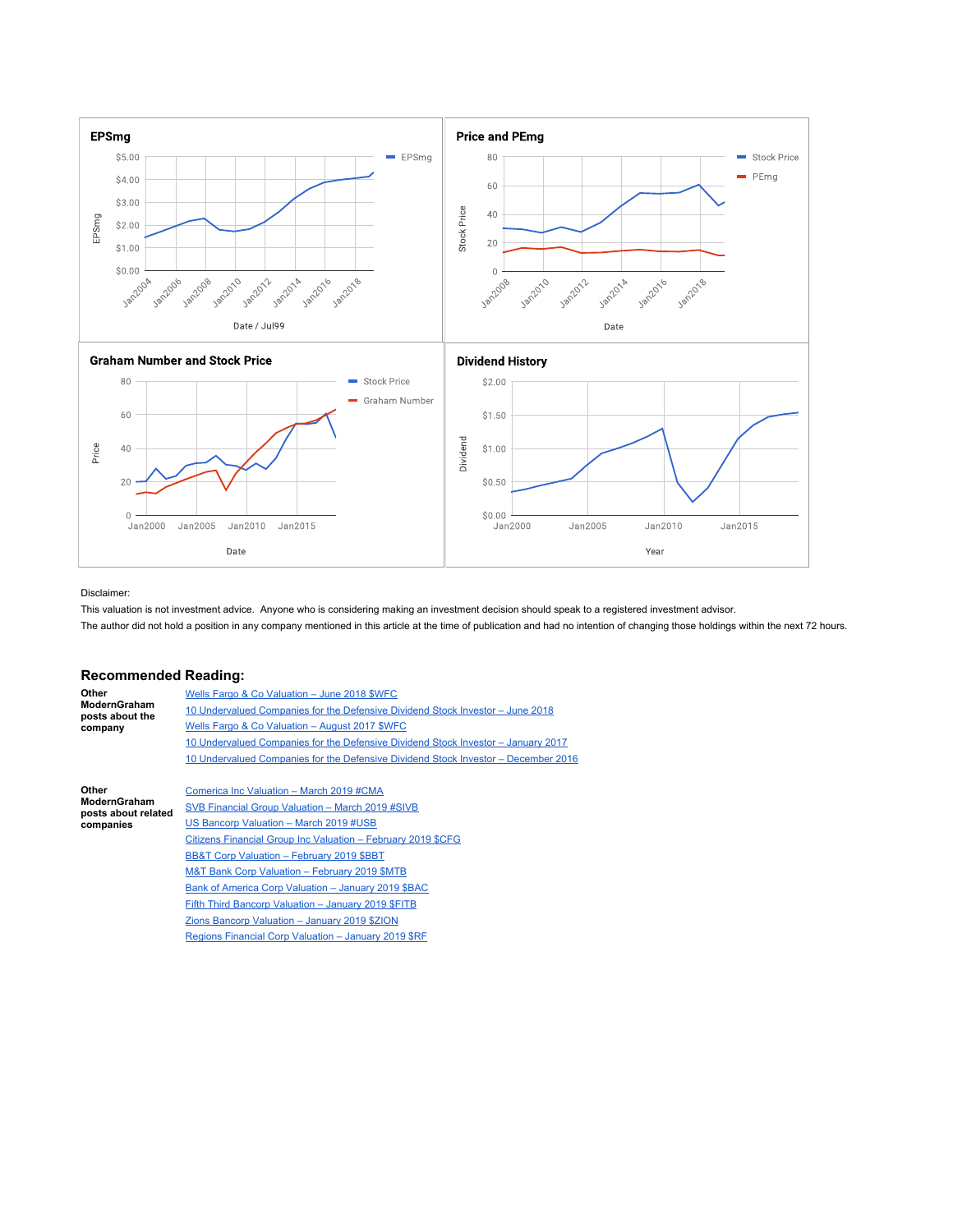**EPSmg**

$5.00
$4.00
$3.00
$2.00
$1.00
$0.00

EPSmg

Jan2004 Jan2006 Jan2008 Jan2010 Jan2012 Jan2014 Jan2016 Jan2018

Date / Jul99

EPSmg

**Price and PEmg**

80
60
40
20
0

Stock Price

Jan2008 Jan2010 Jan2012 Jan2014 Jan2016 Jan2018

Date

Stock Price
PEmg

**Graham Number and Stock Price**

80
60
40
20
0

Price

Jan2000 Jan2005 Jan2010 Jan2015

Date

Stock Price
Graham Number

**Dividend History**

$2.00
$1.50
$1.00
$0.50
$0.00

Dividend

Jan2000 Jan2005 Jan2010 Jan2015

Year

Disclaimer:

This valuation is not investment advice. Anyone who is considering making an investment decision should speak to a registered investment advisor.

The author did not hold a position in any company mentioned in this article at the time of publication and had no intention of changing those holdings within the next 72 hours.

## Recommended Reading:

**Other ModernGraham posts about the company**

- Wells Fargo & Co Valuation – June 2018 $WFC
- 10 Undervalued Companies for the Defensive Dividend Stock Investor – June 2018
- Wells Fargo & Co Valuation – August 2017 $WFC
- 10 Undervalued Companies for the Defensive Dividend Stock Investor – January 2017
- 10 Undervalued Companies for the Defensive Dividend Stock Investor – December 2016

**Other ModernGraham posts about related companies**

- Comerica Inc Valuation – March 2019 #CMA
- SVB Financial Group Valuation – March 2019 #SIVB
- US Bancorp Valuation – March 2019 #USB
- Citizens Financial Group Inc Valuation – February 2019 $CFG
- BB&T Corp Valuation – February 2019 $BBT
- M&T Bank Corp Valuation – February 2019 $MTB
- Bank of America Corp Valuation – January 2019 $BAC
- Fifth Third Bancorp Valuation – January 2019 $FITB
- Zions Bancorp Valuation – January 2019 $ZION
- Regions Financial Corp Valuation – January 2019 $RF